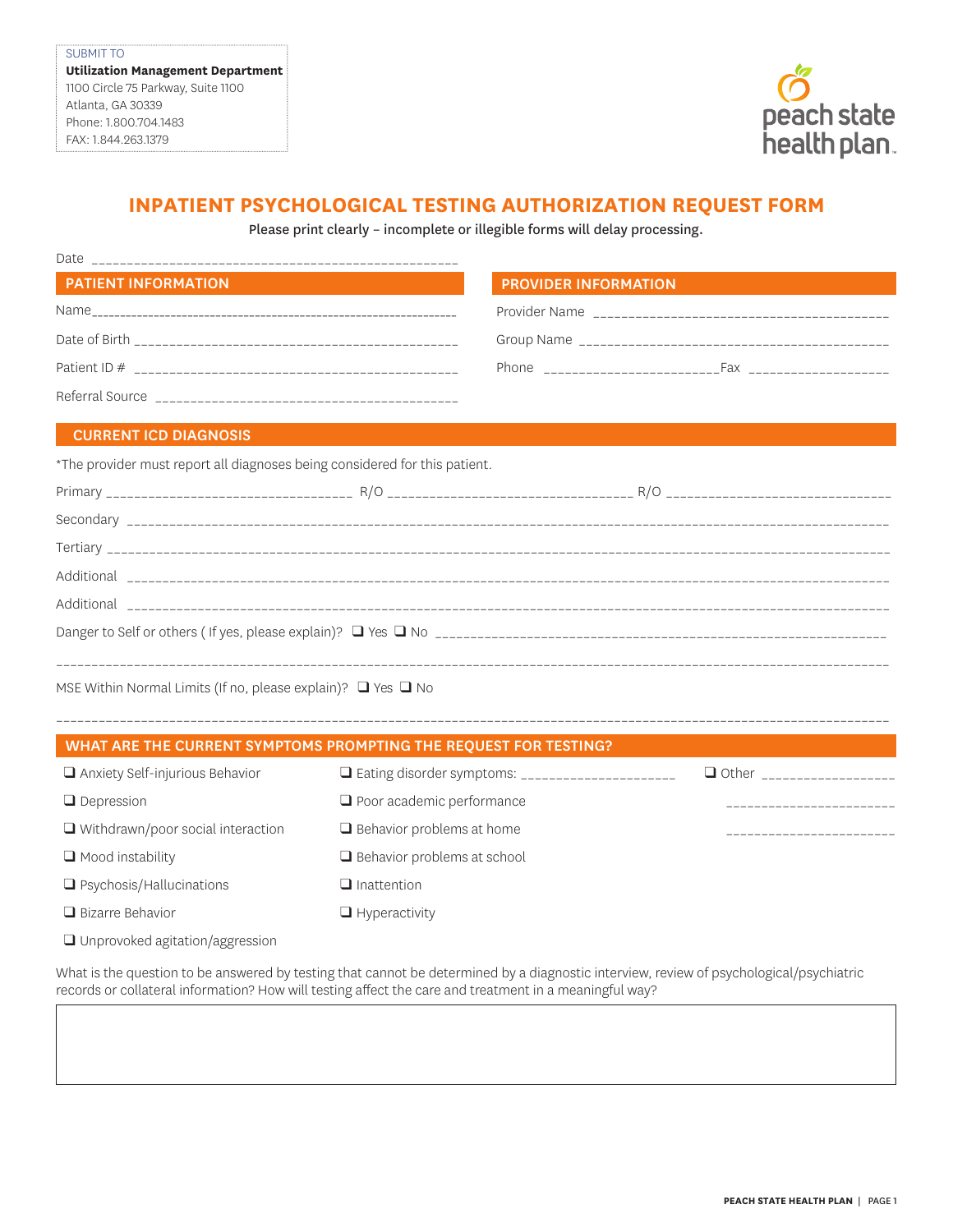SUBMIT TO
**Utilization Management Department**
1100 Circle 75 Parkway, Suite 1100
Atlanta, GA 30339
Phone: 1.800.704.1483
FAX: 1.844.263.1379

peach state health plan

# INPATIENT PSYCHOLOGICAL TESTING AUTHORIZATION REQUEST FORM

Please print clearly – incomplete or illegible forms will delay processing.

Date ______________________________

## PATIENT INFORMATION

Name______________________________

Date of Birth ______________________________

Patient ID # ______________________________

Referral Source ______________________________

## PROVIDER INFORMATION

Provider Name ______________________________

Group Name ______________________________

Phone ______________________Fax ____________________

## CURRENT ICD DIAGNOSIS

*The provider must report all diagnoses being considered for this patient.

Primary ______________________ R/O ______________________ R/O ______________________

Secondary ______________________________

Tertiary ______________________________

Additional ______________________________

Additional ______________________________

Danger to Self or others ( If yes, please explain)? ❑ Yes ❑ No ______________________________

______________________________

MSE Within Normal Limits (If no, please explain)? ❑ Yes ❑ No

______________________________

## WHAT ARE THE CURRENT SYMPTOMS PROMPTING THE REQUEST FOR TESTING?

- ❑ Anxiety Self-injurious Behavior
- ❑ Depression
- ❑ Withdrawn/poor social interaction
- ❑ Mood instability
- ❑ Psychosis/Hallucinations
- ❑ Bizarre Behavior
- ❑ Unprovoked agitation/aggression
- ❑ Eating disorder symptoms: ______________________
- ❑ Poor academic performance
- ❑ Behavior problems at home
- ❑ Behavior problems at school
- ❑ Inattention
- ❑ Hyperactivity
- ❑ Other ______________________

______________________

______________________

What is the question to be answered by testing that cannot be determined by a diagnostic interview, review of psychological/psychiatric records or collateral information? How will testing affect the care and treatment in a meaningful way?

| |
|---|
| |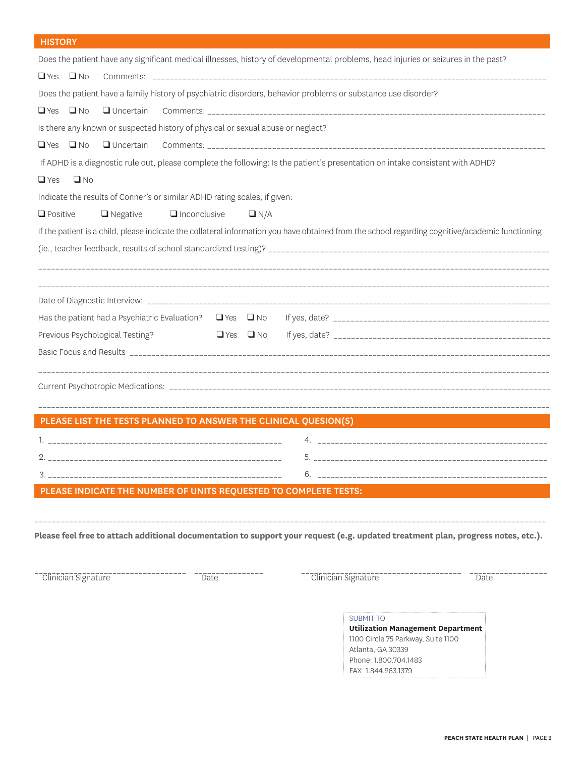## HISTORY

Does the patient have any significant medical illnesses, history of developmental problems, head injuries or seizures in the past?

❑ Yes ❑ No Comments: ____________________________________________________________________________

Does the patient have a family history of psychiatric disorders, behavior problems or substance use disorder?

❑ Yes ❑ No ❑ Uncertain Comments: ____________________________________________________________________________

Is there any known or suspected history of physical or sexual abuse or neglect?

❑ Yes ❑ No ❑ Uncertain Comments: ____________________________________________________________________________

If ADHD is a diagnostic rule out, please complete the following: Is the patient's presentation on intake consistent with ADHD?

❑ Yes ❑ No

Indicate the results of Conner's or similar ADHD rating scales, if given:

❑ Positive ❑ Negative ❑ Inconclusive ❑ N/A

If the patient is a child, please indicate the collateral information you have obtained from the school regarding cognitive/academic functioning (ie., teacher feedback, results of school standardized testing)? ____________________________________________________________________________

____________________________________________________________________________

____________________________________________________________________________

Date of Diagnostic Interview: ____________________________________________________________________________

Has the patient had a Psychiatric Evaluation? ❑ Yes ❑ No If yes, date? ______________________________________________

Previous Psychological Testing? ❑ Yes ❑ No If yes, date? ______________________________________________

Basic Focus and Results ____________________________________________________________________________

____________________________________________________________________________

Current Psychotropic Medications: ____________________________________________________________________________

____________________________________________________________________________

## PLEASE LIST THE TESTS PLANNED TO ANSWER THE CLINICAL QUESION(S)

1. ______________________________________________
2. ______________________________________________
3. ______________________________________________
4. ______________________________________________
5. ______________________________________________
6. ______________________________________________

## PLEASE INDICATE THE NUMBER OF UNITS REQUESTED TO COMPLETE TESTS:

____________________________________________________________________________

**Please feel free to attach additional documentation to support your request (e.g. updated treatment plan, progress notes, etc.).**

______________________________ ______________ ______________________________ ______________
Clinician Signature Date Clinician Signature Date

SUBMIT TO
**Utilization Management Department**
1100 Circle 75 Parkway, Suite 1100
Atlanta, GA 30339
Phone: 1.800.704.1483
FAX: 1.844.263.1379